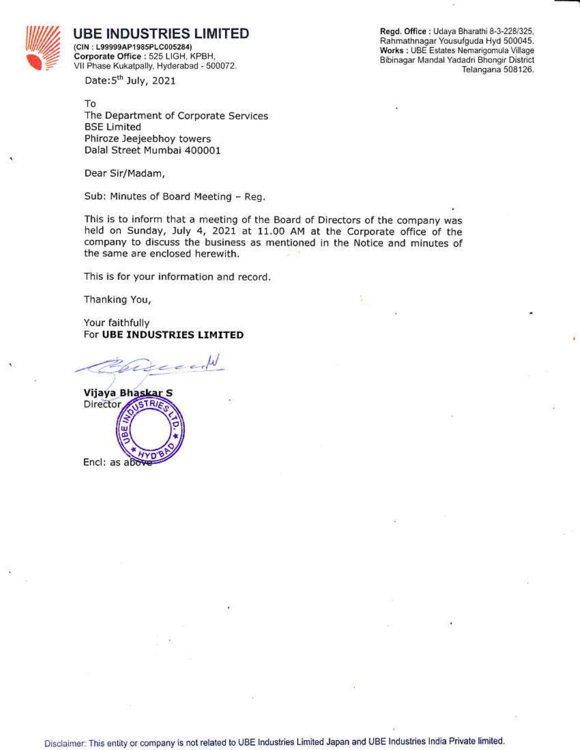# UBE INDUSTRIES LIMITED

**(CIN : L99999AP1985PLC005284)**
**Corporate Office** : 525 LIGH, KPBH, VII Phase Kukatpally, Hyderabad - 500072.

**Regd. Office** : Udaya Bharathi 8-3-228/325, Rahmathnagar Yousufguda Hyd 500045.
**Works** : UBE Estates Nemarigomula Village Bibinagar Mandal Yadadri Bhongir District Telangana 508126.

Date: 5th July, 2021

To
The Department of Corporate Services
BSE Limited
Phiroze Jeejeebhoy towers
Dalal Street Mumbai 400001

Dear Sir/Madam,

Sub: Minutes of Board Meeting – Reg.

This is to inform that a meeting of the Board of Directors of the company was held on Sunday, July 4, 2021 at 11.00 AM at the Corporate office of the company to discuss the business as mentioned in the Notice and minutes of the same are enclosed herewith.

This is for your information and record.

Thanking You,

Your faithfully
For **UBE INDUSTRIES LIMITED**

**Vijaya Bhaskar S**
Director

Encl: as above

Disclaimer: This entity or company is not related to UBE Industries Limited Japan and UBE Industries India Private limited.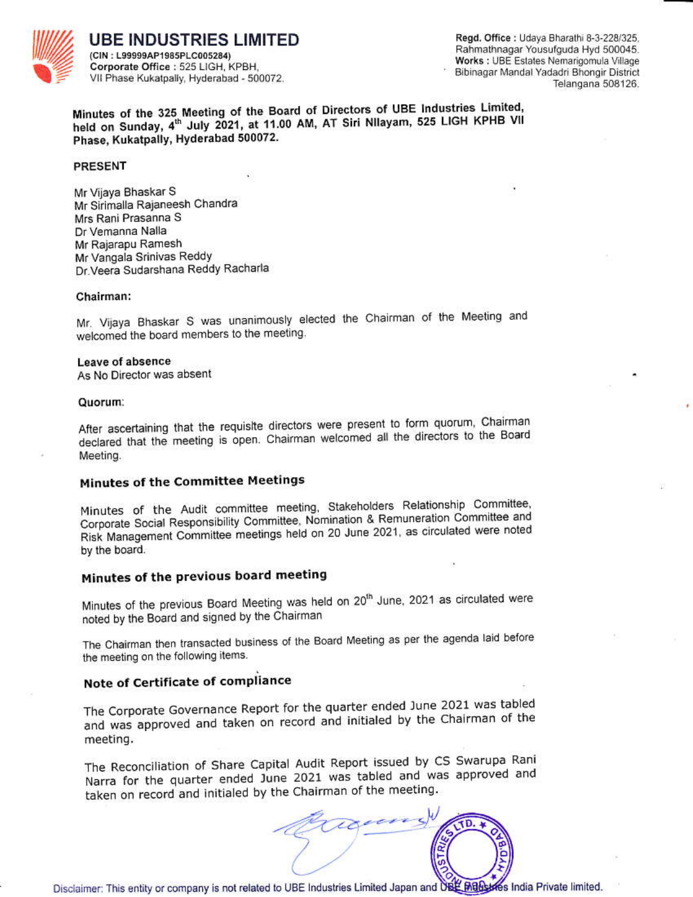# UBE INDUSTRIES LIMITED

(CIN : L99999AP1985PLC005284)
Corporate Office : 525 LIGH, KPBH, VII Phase Kukatpally, Hyderabad - 500072.

Regd. Office : Udaya Bharathi 8-3-228/325, Rahmathnagar Yousufguda Hyd 500045.
Works : UBE Estates Nemarigomula Village Bibinagar Mandal Yadadri Bhongir District Telangana 508126.

**Minutes of the 325 Meeting of the Board of Directors of UBE Industries Limited, held on Sunday, 4th July 2021, at 11.00 AM, AT Siri NIlayam, 525 LIGH KPHB VII Phase, Kukatpally, Hyderabad 500072.**

**PRESENT**

Mr Vijaya Bhaskar S
Mr Sirimalla Rajaneesh Chandra
Mrs Rani Prasanna S
Dr Vemanna Nalla
Mr Rajarapu Ramesh
Mr Vangala Srinivas Reddy
Dr.Veera Sudarshana Reddy Racharla

**Chairman:**

Mr. Vijaya Bhaskar S was unanimously elected the Chairman of the Meeting and welcomed the board members to the meeting.

**Leave of absence**
As No Director was absent

**Quorum:**

After ascertaining that the requisite directors were present to form quorum, Chairman declared that the meeting is open. Chairman welcomed all the directors to the Board Meeting.

## Minutes of the Committee Meetings

Minutes of the Audit committee meeting, Stakeholders Relationship Committee, Corporate Social Responsibility Committee, Nomination & Remuneration Committee and Risk Management Committee meetings held on 20 June 2021, as circulated were noted by the board.

## Minutes of the previous board meeting

Minutes of the previous Board Meeting was held on 20th June, 2021 as circulated were noted by the Board and signed by the Chairman

The Chairman then transacted business of the Board Meeting as per the agenda laid before the meeting on the following items.

## Note of Certificate of compliance

The Corporate Governance Report for the quarter ended June 2021 was tabled and was approved and taken on record and initialed by the Chairman of the meeting.

The Reconciliation of Share Capital Audit Report issued by CS Swarupa Rani Narra for the quarter ended June 2021 was tabled and was approved and taken on record and initialed by the Chairman of the meeting.

Disclaimer: This entity or company is not related to UBE Industries Limited Japan and UBE Industries India Private limited.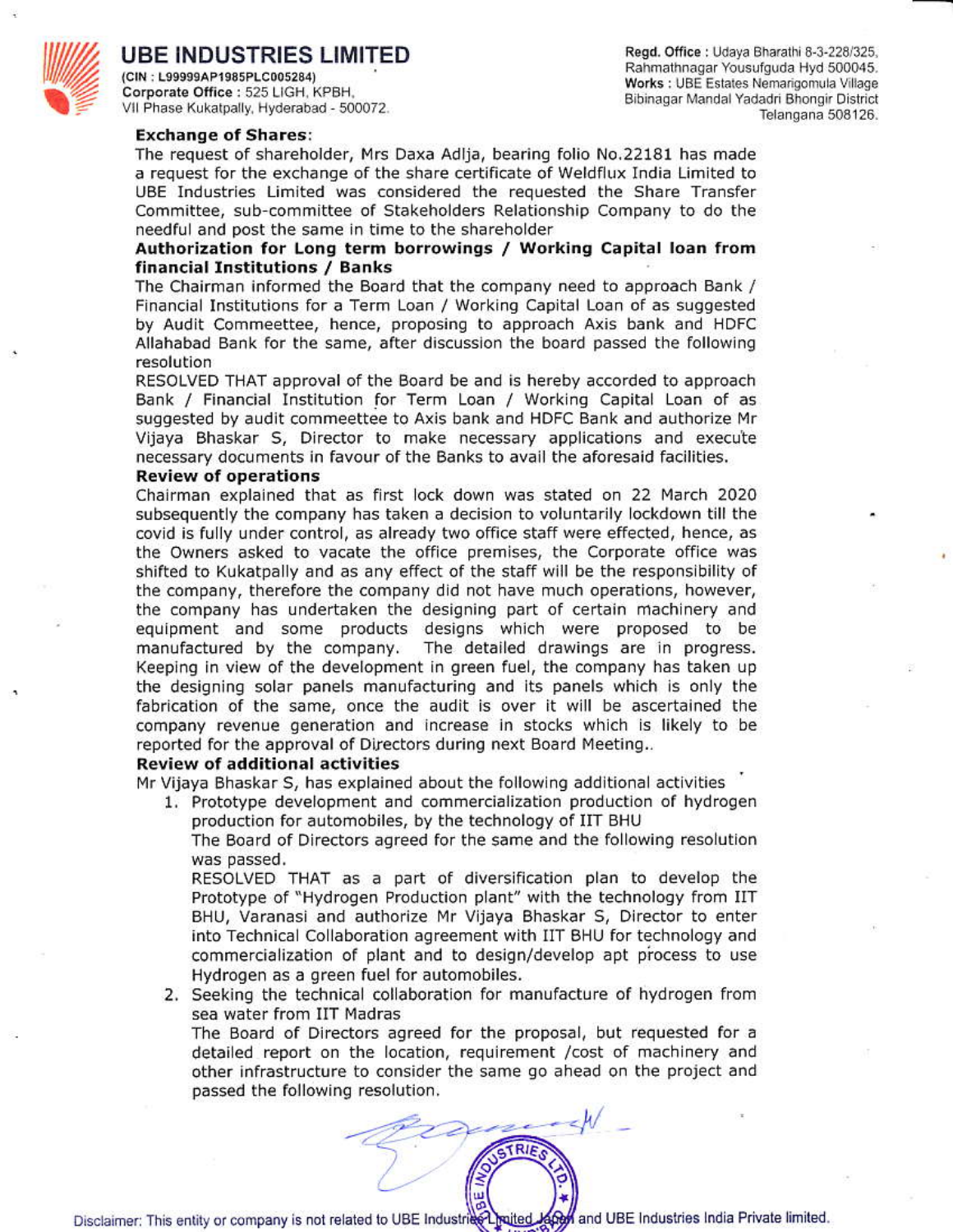**Exchange of Shares:**

The request of shareholder, Mrs Daxa Adlja, bearing folio No.22181 has made a request for the exchange of the share certificate of Weldflux India Limited to UBE Industries Limited was considered the requested the Share Transfer Committee, sub-committee of Stakeholders Relationship Company to do the needful and post the same in time to the shareholder

**Authorization for Long term borrowings / Working Capital loan from financial Institutions / Banks**

The Chairman informed the Board that the company need to approach Bank / Financial Institutions for a Term Loan / Working Capital Loan of as suggested by Audit Commeettee, hence, proposing to approach Axis bank and HDFC Allahabad Bank for the same, after discussion the board passed the following resolution

RESOLVED THAT approval of the Board be and is hereby accorded to approach Bank / Financial Institution for Term Loan / Working Capital Loan of as suggested by audit commeettee to Axis bank and HDFC Bank and authorize Mr Vijaya Bhaskar S, Director to make necessary applications and execute necessary documents in favour of the Banks to avail the aforesaid facilities.

**Review of operations**

Chairman explained that as first lock down was stated on 22 March 2020 subsequently the company has taken a decision to voluntarily lockdown till the covid is fully under control, as already two office staff were effected, hence, as the Owners asked to vacate the office premises, the Corporate office was shifted to Kukatpally and as any effect of the staff will be the responsibility of the company, therefore the company did not have much operations, however, the company has undertaken the designing part of certain machinery and equipment and some products designs which were proposed to be manufactured by the company. The detailed drawings are in progress. Keeping in view of the development in green fuel, the company has taken up the designing solar panels manufacturing and its panels which is only the fabrication of the same, once the audit is over it will be ascertained the company revenue generation and increase in stocks which is likely to be reported for the approval of Directors during next Board Meeting..

**Review of additional activities**

Mr Vijaya Bhaskar S, has explained about the following additional activities

1. Prototype development and commercialization production of hydrogen production for automobiles, by the technology of IIT BHU

   The Board of Directors agreed for the same and the following resolution was passed.

   RESOLVED THAT as a part of diversification plan to develop the Prototype of "Hydrogen Production plant" with the technology from IIT BHU, Varanasi and authorize Mr Vijaya Bhaskar S, Director to enter into Technical Collaboration agreement with IIT BHU for technology and commercialization of plant and to design/develop apt process to use Hydrogen as a green fuel for automobiles.

2. Seeking the technical collaboration for manufacture of hydrogen from sea water from IIT Madras

   The Board of Directors agreed for the proposal, but requested for a detailed report on the location, requirement /cost of machinery and other infrastructure to consider the same go ahead on the project and passed the following resolution.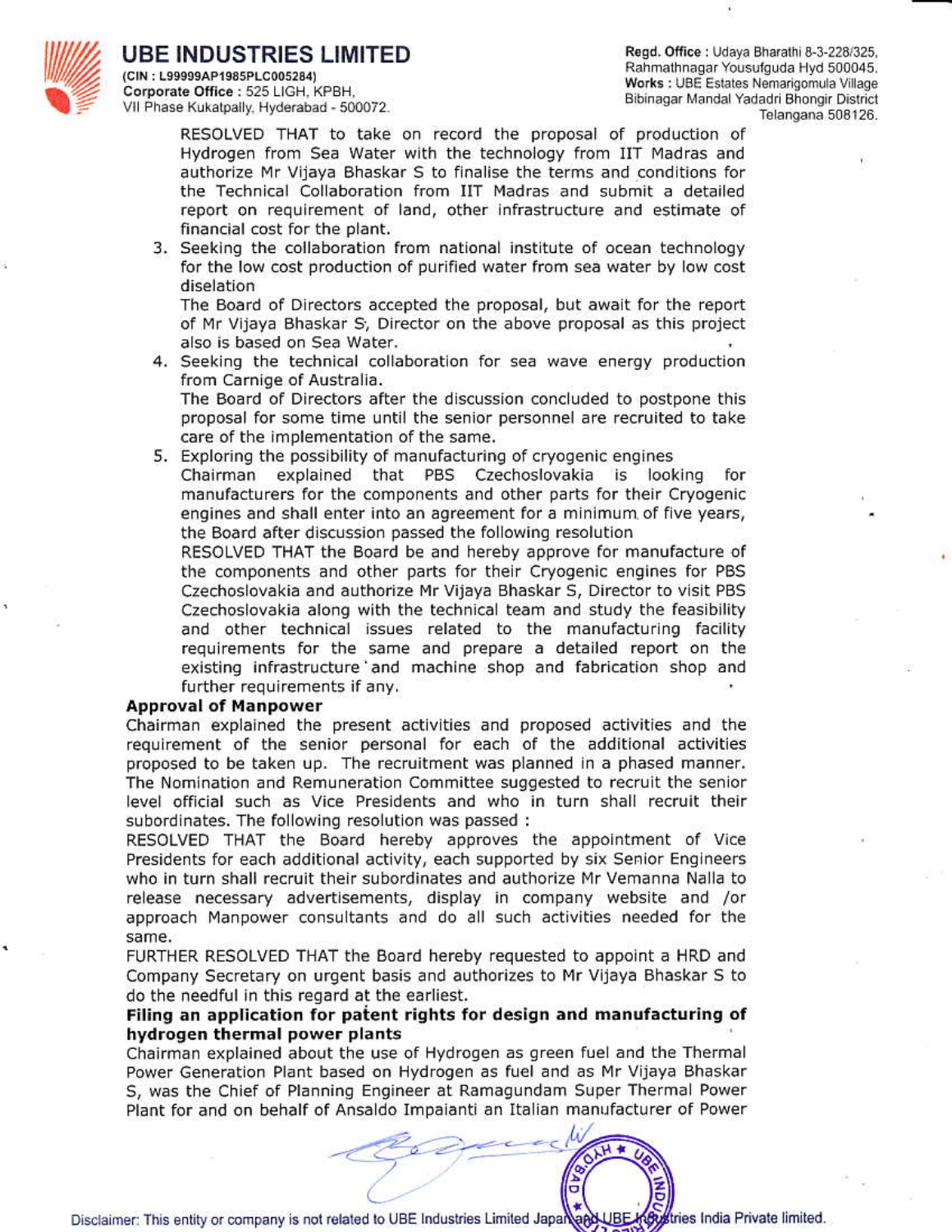RESOLVED THAT to take on record the proposal of production of Hydrogen from Sea Water with the technology from IIT Madras and authorize Mr Vijaya Bhaskar S to finalise the terms and conditions for the Technical Collaboration from IIT Madras and submit a detailed report on requirement of land, other infrastructure and estimate of financial cost for the plant.

3. Seeking the collaboration from national institute of ocean technology for the low cost production of purified water from sea water by low cost diselation

   The Board of Directors accepted the proposal, but await for the report of Mr Vijaya Bhaskar S, Director on the above proposal as this project also is based on Sea Water.

4. Seeking the technical collaboration for sea wave energy production from Carnige of Australia.

   The Board of Directors after the discussion concluded to postpone this proposal for some time until the senior personnel are recruited to take care of the implementation of the same.

5. Exploring the possibility of manufacturing of cryogenic engines

   Chairman explained that PBS Czechoslovakia is looking for manufacturers for the components and other parts for their Cryogenic engines and shall enter into an agreement for a minimum of five years, the Board after discussion passed the following resolution

   RESOLVED THAT the Board be and hereby approve for manufacture of the components and other parts for their Cryogenic engines for PBS Czechoslovakia and authorize Mr Vijaya Bhaskar S, Director to visit PBS Czechoslovakia along with the technical team and study the feasibility and other technical issues related to the manufacturing facility requirements for the same and prepare a detailed report on the existing infrastructure and machine shop and fabrication shop and further requirements if any.

**Approval of Manpower**

Chairman explained the present activities and proposed activities and the requirement of the senior personal for each of the additional activities proposed to be taken up. The recruitment was planned in a phased manner. The Nomination and Remuneration Committee suggested to recruit the senior level official such as Vice Presidents and who in turn shall recruit their subordinates. The following resolution was passed :

RESOLVED THAT the Board hereby approves the appointment of Vice Presidents for each additional activity, each supported by six Senior Engineers who in turn shall recruit their subordinates and authorize Mr Vemanna Nalla to release necessary advertisements, display in company website and /or approach Manpower consultants and do all such activities needed for the same.

FURTHER RESOLVED THAT the Board hereby requested to appoint a HRD and Company Secretary on urgent basis and authorizes to Mr Vijaya Bhaskar S to do the needful in this regard at the earliest.

**Filing an application for patent rights for design and manufacturing of hydrogen thermal power plants**

Chairman explained about the use of Hydrogen as green fuel and the Thermal Power Generation Plant based on Hydrogen as fuel and as Mr Vijaya Bhaskar S, was the Chief of Planning Engineer at Ramagundam Super Thermal Power Plant for and on behalf of Ansaldo Impaianti an Italian manufacturer of Power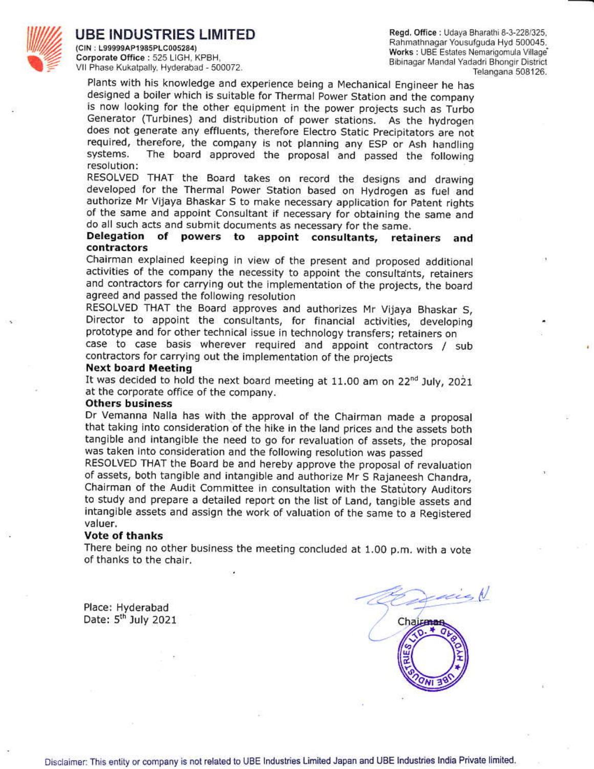# UBE INDUSTRIES LIMITED

(CIN : L99999AP1985PLC005284)
Corporate Office : 525 LIGH, KPBH, VII Phase Kukatpally, Hyderabad - 500072.

Regd. Office : Udaya Bharathi 8-3-228/325, Rahmathnagar Yousufguda Hyd 500045.
Works : UBE Estates Nemarigomula Village Bibinagar Mandal Yadadri Bhongir District Telangana 508126.

Plants with his knowledge and experience being a Mechanical Engineer he has designed a boiler which is suitable for Thermal Power Station and the company is now looking for the other equipment in the power projects such as Turbo Generator (Turbines) and distribution of power stations. As the hydrogen does not generate any effluents, therefore Electro Static Precipitators are not required, therefore, the company is not planning any ESP or Ash handling systems. The board approved the proposal and passed the following resolution:

RESOLVED THAT the Board takes on record the designs and drawing developed for the Thermal Power Station based on Hydrogen as fuel and authorize Mr Vijaya Bhaskar S to make necessary application for Patent rights of the same and appoint Consultant if necessary for obtaining the same and do all such acts and submit documents as necessary for the same.

**Delegation of powers to appoint consultants, retainers and contractors**

Chairman explained keeping in view of the present and proposed additional activities of the company the necessity to appoint the consultants, retainers and contractors for carrying out the implementation of the projects, the board agreed and passed the following resolution

RESOLVED THAT the Board approves and authorizes Mr Vijaya Bhaskar S, Director to appoint the consultants, for financial activities, developing prototype and for other technical issue in technology transfers; retainers on case to case basis wherever required and appoint contractors / sub contractors for carrying out the implementation of the projects

**Next board Meeting**

It was decided to hold the next board meeting at 11.00 am on 22nd July, 2021 at the corporate office of the company.

**Others business**

Dr Vemanna Nalla has with the approval of the Chairman made a proposal that taking into consideration of the hike in the land prices and the assets both tangible and intangible the need to go for revaluation of assets, the proposal was taken into consideration and the following resolution was passed

RESOLVED THAT the Board be and hereby approve the proposal of revaluation of assets, both tangible and intangible and authorize Mr S Rajaneesh Chandra, Chairman of the Audit Committee in consultation with the Statutory Auditors to study and prepare a detailed report on the list of Land, tangible assets and intangible assets and assign the work of valuation of the same to a Registered valuer.

**Vote of thanks**

There being no other business the meeting concluded at 1.00 p.m. with a vote of thanks to the chair.

Place: Hyderabad
Date: 5th July 2021

Chairman

Disclaimer: This entity or company is not related to UBE Industries Limited Japan and UBE Industries India Private limited.